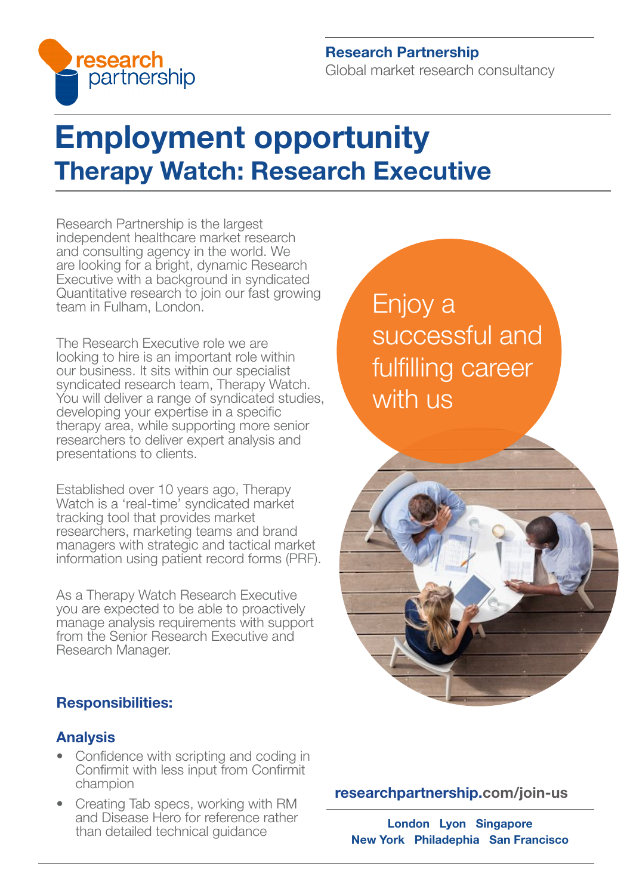research partnership

**Research Partnership**
Global market research consultancy

# Employment opportunity

## Therapy Watch: Research Executive

Research Partnership is the largest independent healthcare market research and consulting agency in the world. We are looking for a bright, dynamic Research Executive with a background in syndicated Quantitative research to join our fast growing team in Fulham, London.

The Research Executive role we are looking to hire is an important role within our business. It sits within our specialist syndicated research team, Therapy Watch. You will deliver a range of syndicated studies, developing your expertise in a specific therapy area, while supporting more senior researchers to deliver expert analysis and presentations to clients.

Established over 10 years ago, Therapy Watch is a 'real-time' syndicated market tracking tool that provides market researchers, marketing teams and brand managers with strategic and tactical market information using patient record forms (PRF).

As a Therapy Watch Research Executive you are expected to be able to proactively manage analysis requirements with support from the Senior Research Executive and Research Manager.

Enjoy a successful and fulfilling career with us

### Responsibilities:

#### Analysis

- Confidence with scripting and coding in Confirmit with less input from Confirmit champion
- Creating Tab specs, working with RM and Disease Hero for reference rather than detailed technical guidance

**researchpartnership.com/join-us**

**London Lyon Singapore**
**New York Philadephia San Francisco**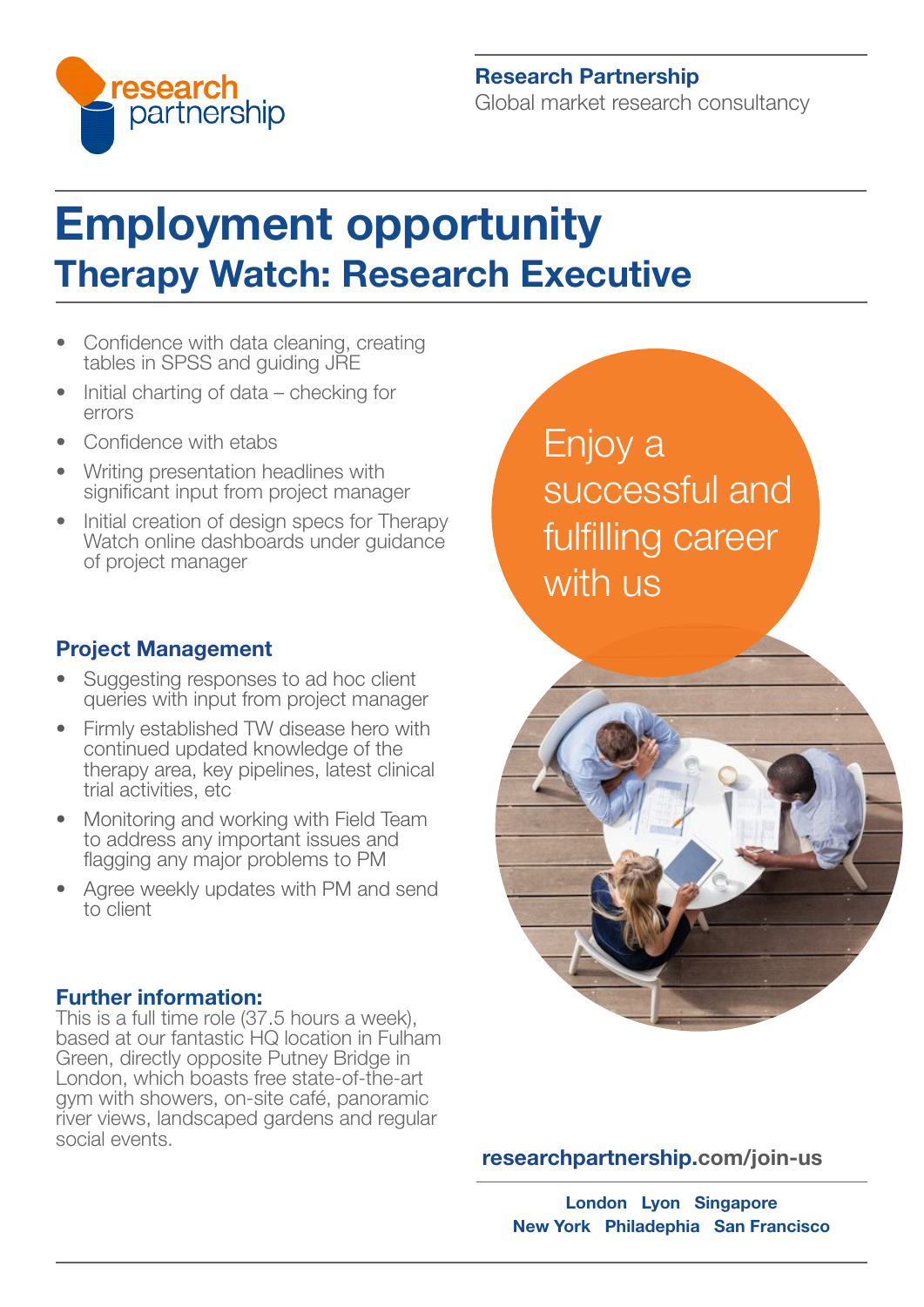**Research Partnership**
Global market research consultancy

# Employment opportunity

## Therapy Watch: Research Executive

- Confidence with data cleaning, creating tables in SPSS and guiding JRE
- Initial charting of data – checking for errors
- Confidence with etabs
- Writing presentation headlines with significant input from project manager
- Initial creation of design specs for Therapy Watch online dashboards under guidance of project manager

### Project Management

- Suggesting responses to ad hoc client queries with input from project manager
- Firmly established TW disease hero with continued updated knowledge of the therapy area, key pipelines, latest clinical trial activities, etc
- Monitoring and working with Field Team to address any important issues and flagging any major problems to PM
- Agree weekly updates with PM and send to client

### Further information:

This is a full time role (37.5 hours a week), based at our fantastic HQ location in Fulham Green, directly opposite Putney Bridge in London, which boasts free state-of-the-art gym with showers, on-site café, panoramic river views, landscaped gardens and regular social events.

Enjoy a successful and fulfilling career with us

**researchpartnership.com/join-us**

**London Lyon Singapore**
**New York Philadephia San Francisco**